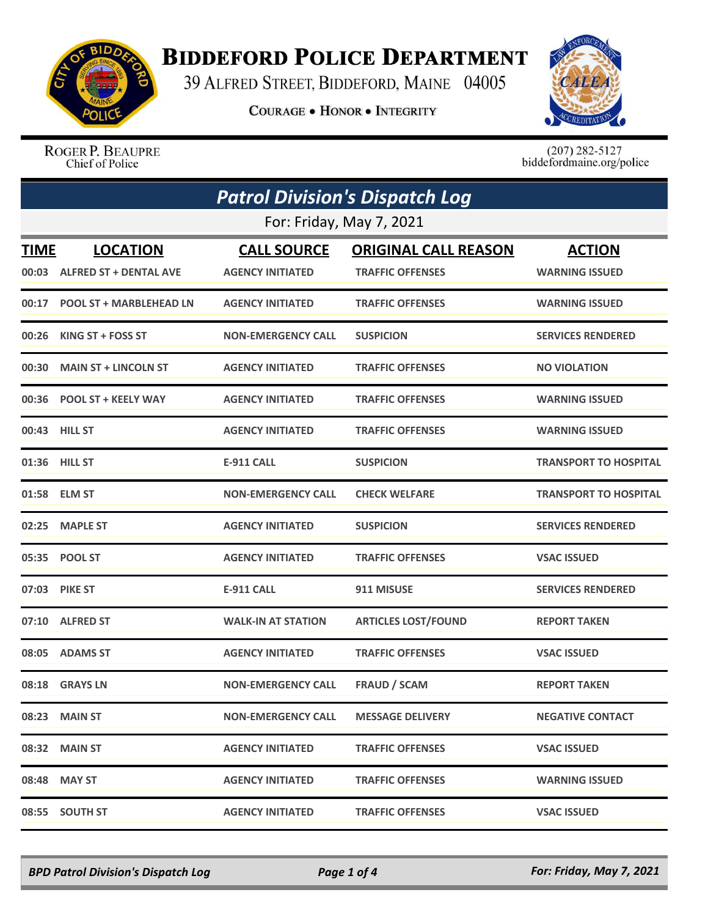# Biddeford Police Department

39 Alfred Street, Biddeford, Maine 04005

Courage • Honor • Integrity

Roger P. Beaupre
Chief of Police

(207) 282-5127
biddefordmaine.org/police

## *Patrol Division's Dispatch Log*

For: Friday, May 7, 2021

| TIME | LOCATION | CALL SOURCE | ORIGINAL CALL REASON | ACTION |
|---|---|---|---|---|
| 00:03 | ALFRED ST + DENTAL AVE | AGENCY INITIATED | TRAFFIC OFFENSES | WARNING ISSUED |
| 00:17 | POOL ST + MARBLEHEAD LN | AGENCY INITIATED | TRAFFIC OFFENSES | WARNING ISSUED |
| 00:26 | KING ST + FOSS ST | NON-EMERGENCY CALL | SUSPICION | SERVICES RENDERED |
| 00:30 | MAIN ST + LINCOLN ST | AGENCY INITIATED | TRAFFIC OFFENSES | NO VIOLATION |
| 00:36 | POOL ST + KEELY WAY | AGENCY INITIATED | TRAFFIC OFFENSES | WARNING ISSUED |
| 00:43 | HILL ST | AGENCY INITIATED | TRAFFIC OFFENSES | WARNING ISSUED |
| 01:36 | HILL ST | E-911 CALL | SUSPICION | TRANSPORT TO HOSPITAL |
| 01:58 | ELM ST | NON-EMERGENCY CALL | CHECK WELFARE | TRANSPORT TO HOSPITAL |
| 02:25 | MAPLE ST | AGENCY INITIATED | SUSPICION | SERVICES RENDERED |
| 05:35 | POOL ST | AGENCY INITIATED | TRAFFIC OFFENSES | VSAC ISSUED |
| 07:03 | PIKE ST | E-911 CALL | 911 MISUSE | SERVICES RENDERED |
| 07:10 | ALFRED ST | WALK-IN AT STATION | ARTICLES LOST/FOUND | REPORT TAKEN |
| 08:05 | ADAMS ST | AGENCY INITIATED | TRAFFIC OFFENSES | VSAC ISSUED |
| 08:18 | GRAYS LN | NON-EMERGENCY CALL | FRAUD / SCAM | REPORT TAKEN |
| 08:23 | MAIN ST | NON-EMERGENCY CALL | MESSAGE DELIVERY | NEGATIVE CONTACT |
| 08:32 | MAIN ST | AGENCY INITIATED | TRAFFIC OFFENSES | VSAC ISSUED |
| 08:48 | MAY ST | AGENCY INITIATED | TRAFFIC OFFENSES | WARNING ISSUED |
| 08:55 | SOUTH ST | AGENCY INITIATED | TRAFFIC OFFENSES | VSAC ISSUED |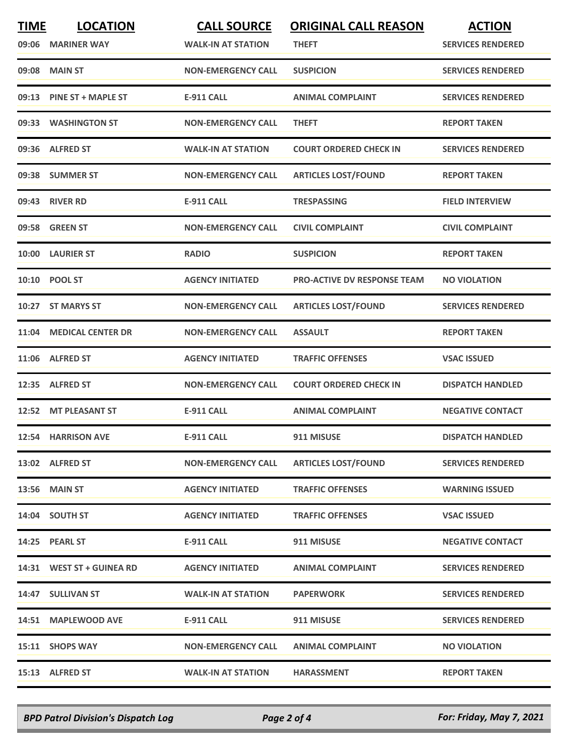| TIME | LOCATION | CALL SOURCE | ORIGINAL CALL REASON | ACTION |
|---|---|---|---|---|
| 09:06 | MARINER WAY | WALK-IN AT STATION | THEFT | SERVICES RENDERED |
| 09:08 | MAIN ST | NON-EMERGENCY CALL | SUSPICION | SERVICES RENDERED |
| 09:13 | PINE ST + MAPLE ST | E-911 CALL | ANIMAL COMPLAINT | SERVICES RENDERED |
| 09:33 | WASHINGTON ST | NON-EMERGENCY CALL | THEFT | REPORT TAKEN |
| 09:36 | ALFRED ST | WALK-IN AT STATION | COURT ORDERED CHECK IN | SERVICES RENDERED |
| 09:38 | SUMMER ST | NON-EMERGENCY CALL | ARTICLES LOST/FOUND | REPORT TAKEN |
| 09:43 | RIVER RD | E-911 CALL | TRESPASSING | FIELD INTERVIEW |
| 09:58 | GREEN ST | NON-EMERGENCY CALL | CIVIL COMPLAINT | CIVIL COMPLAINT |
| 10:00 | LAURIER ST | RADIO | SUSPICION | REPORT TAKEN |
| 10:10 | POOL ST | AGENCY INITIATED | PRO-ACTIVE DV RESPONSE TEAM | NO VIOLATION |
| 10:27 | ST MARYS ST | NON-EMERGENCY CALL | ARTICLES LOST/FOUND | SERVICES RENDERED |
| 11:04 | MEDICAL CENTER DR | NON-EMERGENCY CALL | ASSAULT | REPORT TAKEN |
| 11:06 | ALFRED ST | AGENCY INITIATED | TRAFFIC OFFENSES | VSAC ISSUED |
| 12:35 | ALFRED ST | NON-EMERGENCY CALL | COURT ORDERED CHECK IN | DISPATCH HANDLED |
| 12:52 | MT PLEASANT ST | E-911 CALL | ANIMAL COMPLAINT | NEGATIVE CONTACT |
| 12:54 | HARRISON AVE | E-911 CALL | 911 MISUSE | DISPATCH HANDLED |
| 13:02 | ALFRED ST | NON-EMERGENCY CALL | ARTICLES LOST/FOUND | SERVICES RENDERED |
| 13:56 | MAIN ST | AGENCY INITIATED | TRAFFIC OFFENSES | WARNING ISSUED |
| 14:04 | SOUTH ST | AGENCY INITIATED | TRAFFIC OFFENSES | VSAC ISSUED |
| 14:25 | PEARL ST | E-911 CALL | 911 MISUSE | NEGATIVE CONTACT |
| 14:31 | WEST ST + GUINEA RD | AGENCY INITIATED | ANIMAL COMPLAINT | SERVICES RENDERED |
| 14:47 | SULLIVAN ST | WALK-IN AT STATION | PAPERWORK | SERVICES RENDERED |
| 14:51 | MAPLEWOOD AVE | E-911 CALL | 911 MISUSE | SERVICES RENDERED |
| 15:11 | SHOPS WAY | NON-EMERGENCY CALL | ANIMAL COMPLAINT | NO VIOLATION |
| 15:13 | ALFRED ST | WALK-IN AT STATION | HARASSMENT | REPORT TAKEN |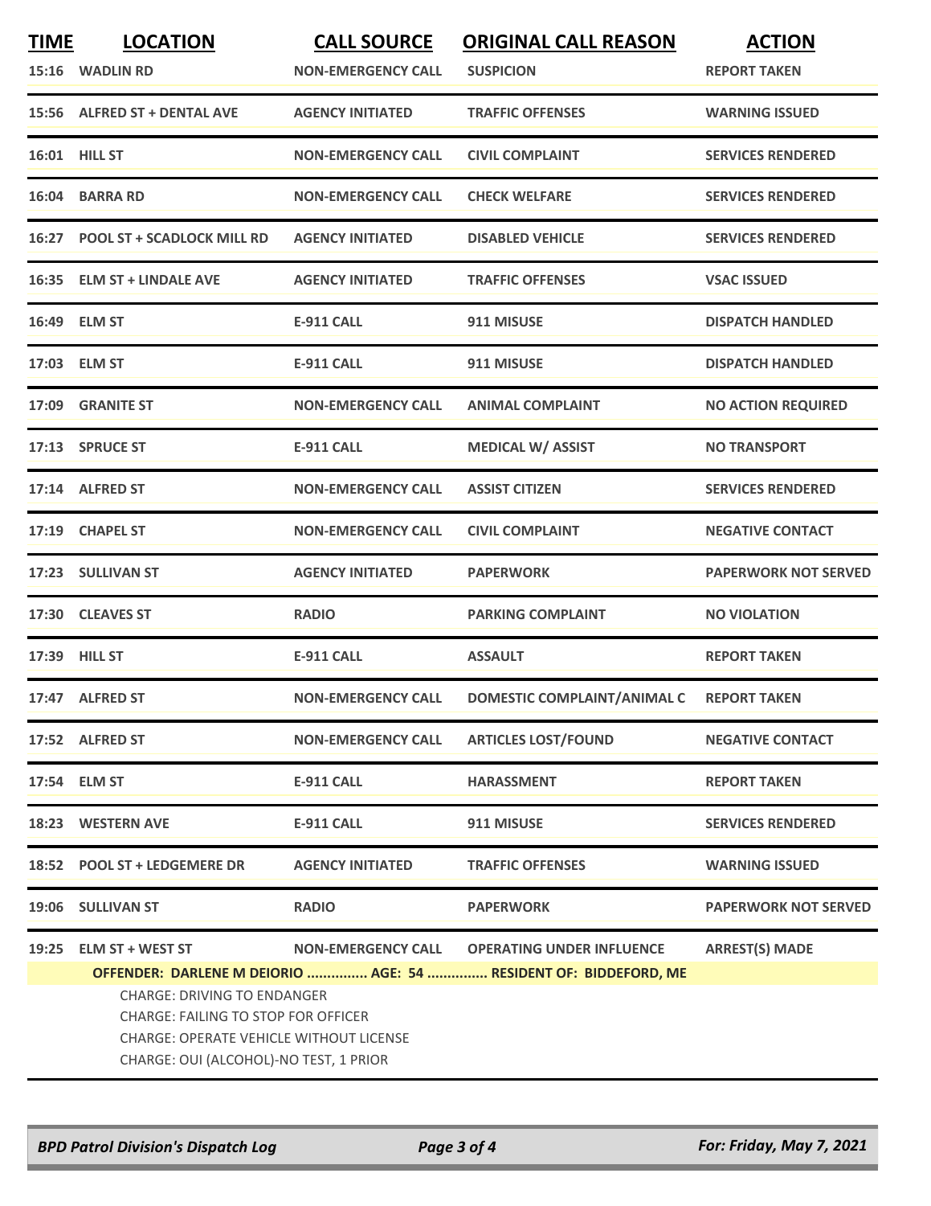| TIME | LOCATION | CALL SOURCE | ORIGINAL CALL REASON | ACTION |
|---|---|---|---|---|
| 15:16 | WADLIN RD | NON-EMERGENCY CALL | SUSPICION | REPORT TAKEN |
| 15:56 | ALFRED ST + DENTAL AVE | AGENCY INITIATED | TRAFFIC OFFENSES | WARNING ISSUED |
| 16:01 | HILL ST | NON-EMERGENCY CALL | CIVIL COMPLAINT | SERVICES RENDERED |
| 16:04 | BARRA RD | NON-EMERGENCY CALL | CHECK WELFARE | SERVICES RENDERED |
| 16:27 | POOL ST + SCADLOCK MILL RD | AGENCY INITIATED | DISABLED VEHICLE | SERVICES RENDERED |
| 16:35 | ELM ST + LINDALE AVE | AGENCY INITIATED | TRAFFIC OFFENSES | VSAC ISSUED |
| 16:49 | ELM ST | E-911 CALL | 911 MISUSE | DISPATCH HANDLED |
| 17:03 | ELM ST | E-911 CALL | 911 MISUSE | DISPATCH HANDLED |
| 17:09 | GRANITE ST | NON-EMERGENCY CALL | ANIMAL COMPLAINT | NO ACTION REQUIRED |
| 17:13 | SPRUCE ST | E-911 CALL | MEDICAL W/ ASSIST | NO TRANSPORT |
| 17:14 | ALFRED ST | NON-EMERGENCY CALL | ASSIST CITIZEN | SERVICES RENDERED |
| 17:19 | CHAPEL ST | NON-EMERGENCY CALL | CIVIL COMPLAINT | NEGATIVE CONTACT |
| 17:23 | SULLIVAN ST | AGENCY INITIATED | PAPERWORK | PAPERWORK NOT SERVED |
| 17:30 | CLEAVES ST | RADIO | PARKING COMPLAINT | NO VIOLATION |
| 17:39 | HILL ST | E-911 CALL | ASSAULT | REPORT TAKEN |
| 17:47 | ALFRED ST | NON-EMERGENCY CALL | DOMESTIC COMPLAINT/ANIMAL C | REPORT TAKEN |
| 17:52 | ALFRED ST | NON-EMERGENCY CALL | ARTICLES LOST/FOUND | NEGATIVE CONTACT |
| 17:54 | ELM ST | E-911 CALL | HARASSMENT | REPORT TAKEN |
| 18:23 | WESTERN AVE | E-911 CALL | 911 MISUSE | SERVICES RENDERED |
| 18:52 | POOL ST + LEDGEMERE DR | AGENCY INITIATED | TRAFFIC OFFENSES | WARNING ISSUED |
| 19:06 | SULLIVAN ST | RADIO | PAPERWORK | PAPERWORK NOT SERVED |
| 19:25 | ELM ST + WEST ST | NON-EMERGENCY CALL | OPERATING UNDER INFLUENCE | ARREST(S) MADE |

**OFFENDER: DARLENE M DEIORIO ............... AGE: 54 ............... RESIDENT OF: BIDDEFORD, ME**

CHARGE: DRIVING TO ENDANGER
CHARGE: FAILING TO STOP FOR OFFICER
CHARGE: OPERATE VEHICLE WITHOUT LICENSE
CHARGE: OUI (ALCOHOL)-NO TEST, 1 PRIOR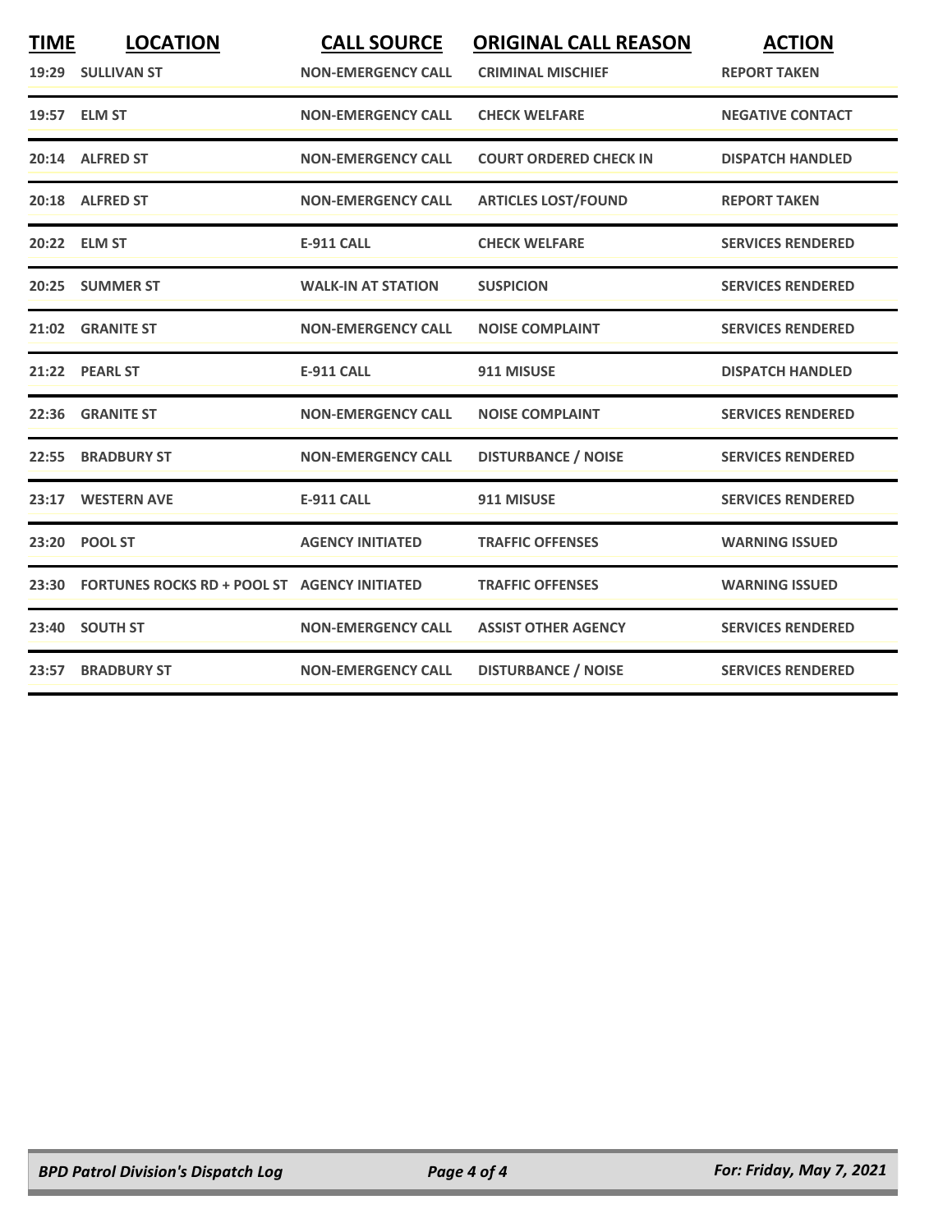| TIME | LOCATION | CALL SOURCE | ORIGINAL CALL REASON | ACTION |
|---|---|---|---|---|
| 19:29 | SULLIVAN ST | NON-EMERGENCY CALL | CRIMINAL MISCHIEF | REPORT TAKEN |
| 19:57 | ELM ST | NON-EMERGENCY CALL | CHECK WELFARE | NEGATIVE CONTACT |
| 20:14 | ALFRED ST | NON-EMERGENCY CALL | COURT ORDERED CHECK IN | DISPATCH HANDLED |
| 20:18 | ALFRED ST | NON-EMERGENCY CALL | ARTICLES LOST/FOUND | REPORT TAKEN |
| 20:22 | ELM ST | E-911 CALL | CHECK WELFARE | SERVICES RENDERED |
| 20:25 | SUMMER ST | WALK-IN AT STATION | SUSPICION | SERVICES RENDERED |
| 21:02 | GRANITE ST | NON-EMERGENCY CALL | NOISE COMPLAINT | SERVICES RENDERED |
| 21:22 | PEARL ST | E-911 CALL | 911 MISUSE | DISPATCH HANDLED |
| 22:36 | GRANITE ST | NON-EMERGENCY CALL | NOISE COMPLAINT | SERVICES RENDERED |
| 22:55 | BRADBURY ST | NON-EMERGENCY CALL | DISTURBANCE / NOISE | SERVICES RENDERED |
| 23:17 | WESTERN AVE | E-911 CALL | 911 MISUSE | SERVICES RENDERED |
| 23:20 | POOL ST | AGENCY INITIATED | TRAFFIC OFFENSES | WARNING ISSUED |
| 23:30 | FORTUNES ROCKS RD + POOL ST | AGENCY INITIATED | TRAFFIC OFFENSES | WARNING ISSUED |
| 23:40 | SOUTH ST | NON-EMERGENCY CALL | ASSIST OTHER AGENCY | SERVICES RENDERED |
| 23:57 | BRADBURY ST | NON-EMERGENCY CALL | DISTURBANCE / NOISE | SERVICES RENDERED |